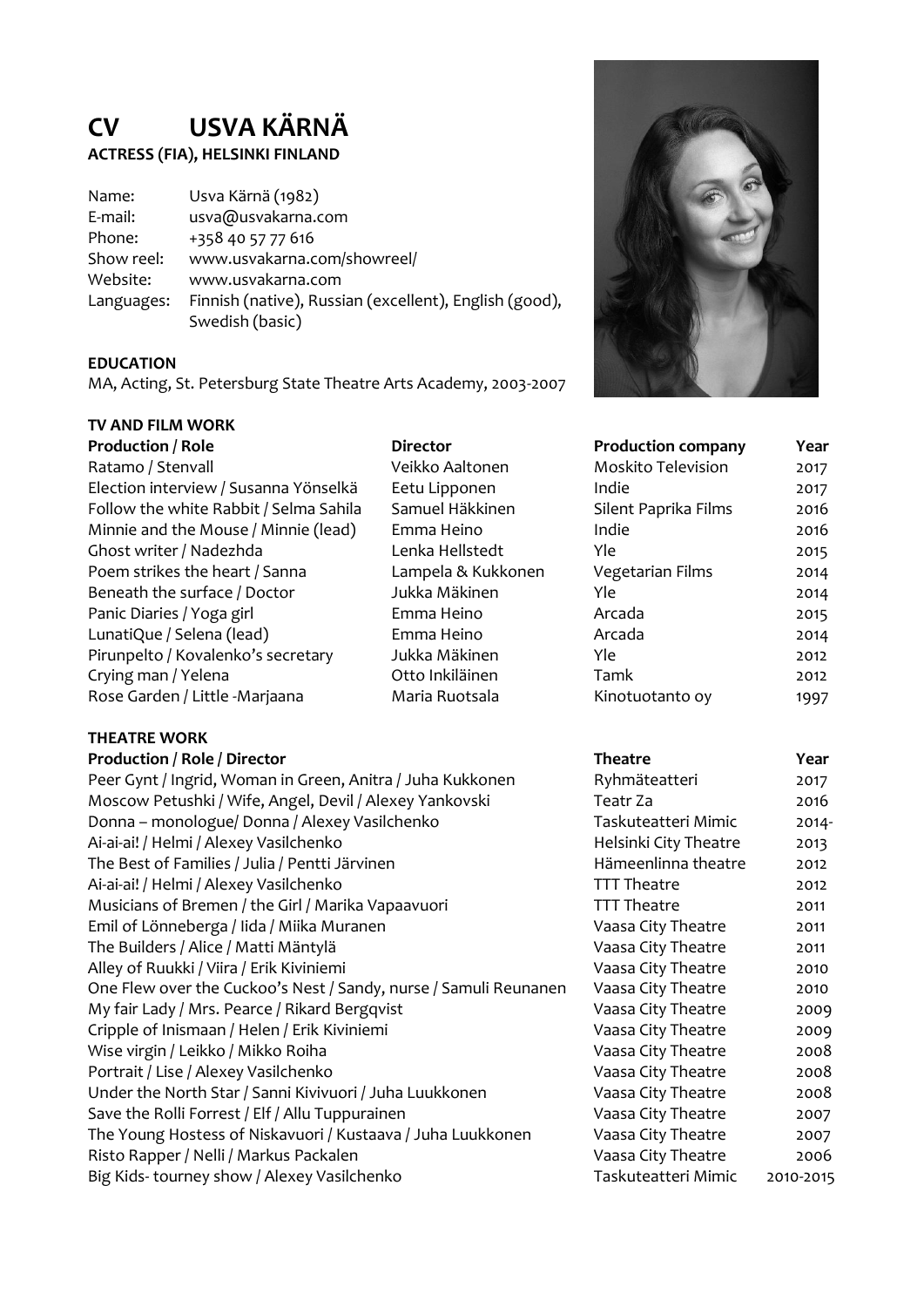# CV USVA KÄRNÄ

**ACTRESS (FIA), HELSINKI FINLAND**

| | |
|---|---|
| Name: | Usva Kärnä (1982) |
| E-mail: | usva@usvakarna.com |
| Phone: | +358 40 57 77 616 |
| Show reel: | www.usvakarna.com/showreel/ |
| Website: | www.usvakarna.com |
| Languages: | Finnish (native), Russian (excellent), English (good), Swedish (basic) |

**EDUCATION**

MA, Acting, St. Petersburg State Theatre Arts Academy, 2003-2007

**TV AND FILM WORK**

| Production / Role | Director | Production company | Year |
|---|---|---|---|
| Ratamo / Stenvall | Veikko Aaltonen | Moskito Television | 2017 |
| Election interview / Susanna Yönselkä | Eetu Lipponen | Indie | 2017 |
| Follow the white Rabbit / Selma Sahila | Samuel Häkkinen | Silent Paprika Films | 2016 |
| Minnie and the Mouse / Minnie (lead) | Emma Heino | Indie | 2016 |
| Ghost writer / Nadezhda | Lenka Hellstedt | Yle | 2015 |
| Poem strikes the heart / Sanna | Lampela & Kukkonen | Vegetarian Films | 2014 |
| Beneath the surface / Doctor | Jukka Mäkinen | Yle | 2014 |
| Panic Diaries / Yoga girl | Emma Heino | Arcada | 2015 |
| LunatiQue / Selena (lead) | Emma Heino | Arcada | 2014 |
| Pirunpelto / Kovalenko's secretary | Jukka Mäkinen | Yle | 2012 |
| Crying man / Yelena | Otto Inkiläinen | Tamk | 2012 |
| Rose Garden / Little -Marjaana | Maria Ruotsala | Kinotuotanto oy | 1997 |

**THEATRE WORK**

| Production / Role / Director | Theatre | Year |
|---|---|---|
| Peer Gynt / Ingrid, Woman in Green, Anitra / Juha Kukkonen | Ryhmäteatteri | 2017 |
| Moscow Petushki / Wife, Angel, Devil / Alexey Yankovski | Teatr Za | 2016 |
| Donna – monologue/ Donna / Alexey Vasilchenko | Taskuteatteri Mimic | 2014- |
| Ai-ai-ai! / Helmi / Alexey Vasilchenko | Helsinki City Theatre | 2013 |
| The Best of Families / Julia / Pentti Järvinen | Hämeenlinna theatre | 2012 |
| Ai-ai-ai! / Helmi / Alexey Vasilchenko | TTT Theatre | 2012 |
| Musicians of Bremen / the Girl / Marika Vapaavuori | TTT Theatre | 2011 |
| Emil of Lönneberga / Iida / Miika Muranen | Vaasa City Theatre | 2011 |
| The Builders / Alice / Matti Mäntylä | Vaasa City Theatre | 2011 |
| Alley of Ruukki / Viira / Erik Kiviniemi | Vaasa City Theatre | 2010 |
| One Flew over the Cuckoo's Nest / Sandy, nurse / Samuli Reunanen | Vaasa City Theatre | 2010 |
| My fair Lady / Mrs. Pearce / Rikard Bergqvist | Vaasa City Theatre | 2009 |
| Cripple of Inismaan / Helen / Erik Kiviniemi | Vaasa City Theatre | 2009 |
| Wise virgin / Leikko / Mikko Roiha | Vaasa City Theatre | 2008 |
| Portrait / Lise / Alexey Vasilchenko | Vaasa City Theatre | 2008 |
| Under the North Star / Sanni Kivivuori / Juha Luukkonen | Vaasa City Theatre | 2008 |
| Save the Rolli Forrest / Elf / Allu Tuppurainen | Vaasa City Theatre | 2007 |
| The Young Hostess of Niskavuori / Kustaava / Juha Luukkonen | Vaasa City Theatre | 2007 |
| Risto Rapper / Nelli / Markus Packalen | Vaasa City Theatre | 2006 |
| Big Kids- tourney show / Alexey Vasilchenko | Taskuteatteri Mimic | 2010-2015 |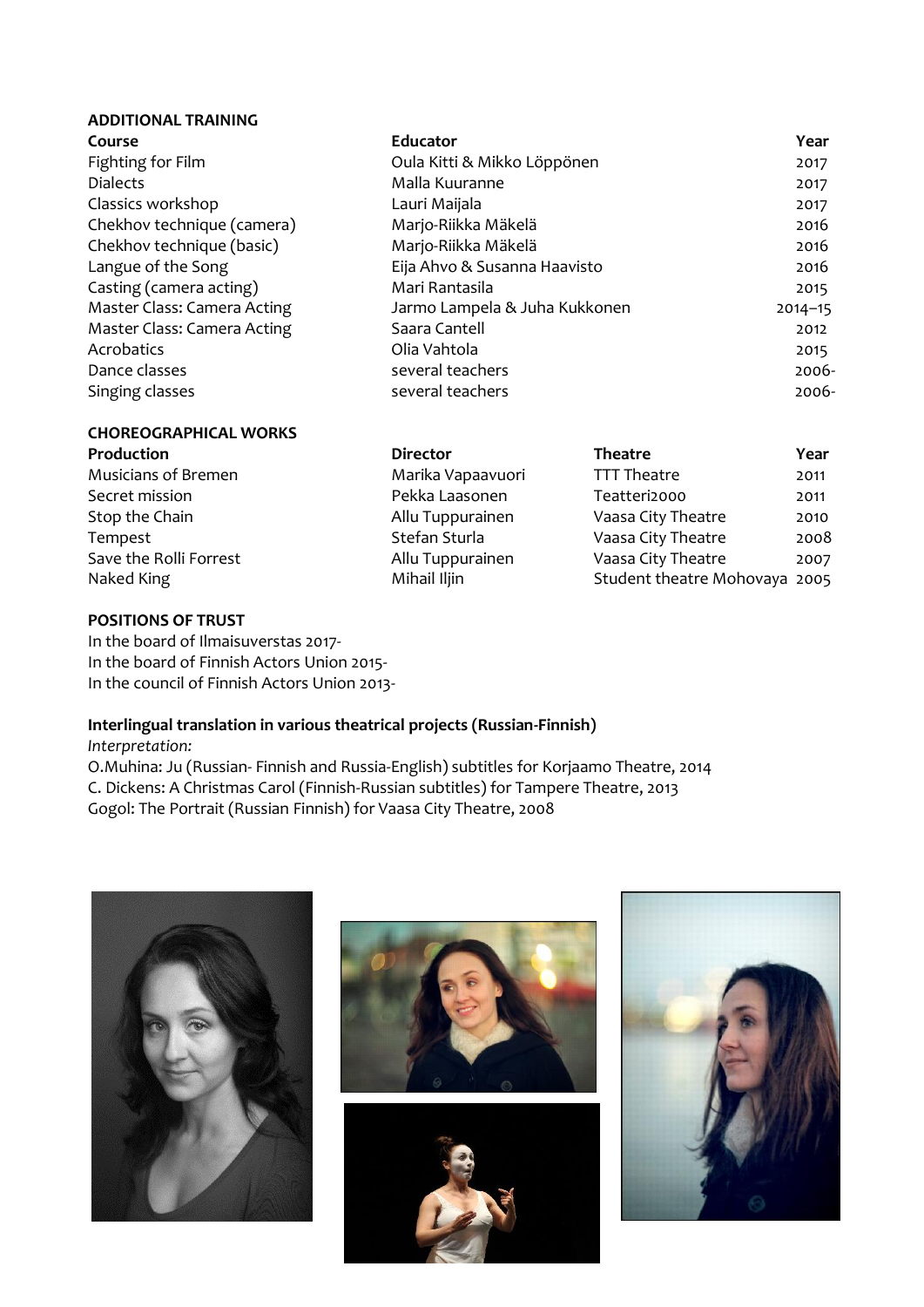**ADDITIONAL TRAINING**

| Course | Educator | Year |
| --- | --- | --- |
| Fighting for Film | Oula Kitti & Mikko Löppönen | 2017 |
| Dialects | Malla Kuuranne | 2017 |
| Classics workshop | Lauri Maijala | 2017 |
| Chekhov technique (camera) | Marjo-Riikka Mäkelä | 2016 |
| Chekhov technique (basic) | Marjo-Riikka Mäkelä | 2016 |
| Langue of the Song | Eija Ahvo & Susanna Haavisto | 2016 |
| Casting (camera acting) | Mari Rantasila | 2015 |
| Master Class: Camera Acting | Jarmo Lampela & Juha Kukkonen | 2014–15 |
| Master Class: Camera Acting | Saara Cantell | 2012 |
| Acrobatics | Olia Vahtola | 2015 |
| Dance classes | several teachers | 2006- |
| Singing classes | several teachers | 2006- |

**CHOREOGRAPHICAL WORKS**

| Production | Director | Theatre | Year |
| --- | --- | --- | --- |
| Musicians of Bremen | Marika Vapaavuori | TTT Theatre | 2011 |
| Secret mission | Pekka Laasonen | Teatteri2000 | 2011 |
| Stop the Chain | Allu Tuppurainen | Vaasa City Theatre | 2010 |
| Tempest | Stefan Sturla | Vaasa City Theatre | 2008 |
| Save the Rolli Forrest | Allu Tuppurainen | Vaasa City Theatre | 2007 |
| Naked King | Mihail Iljin | Student theatre Mohovaya | 2005 |

**POSITIONS OF TRUST**

In the board of Ilmaisuverstas 2017-
In the board of Finnish Actors Union 2015-
In the council of Finnish Actors Union 2013-

**Interlingual translation in various theatrical projects (Russian-Finnish)**

*Interpretation:*

O.Muhina: Ju (Russian- Finnish and Russia-English) subtitles for Korjaamo Theatre, 2014
C. Dickens: A Christmas Carol (Finnish-Russian subtitles) for Tampere Theatre, 2013
Gogol: The Portrait (Russian Finnish) for Vaasa City Theatre, 2008